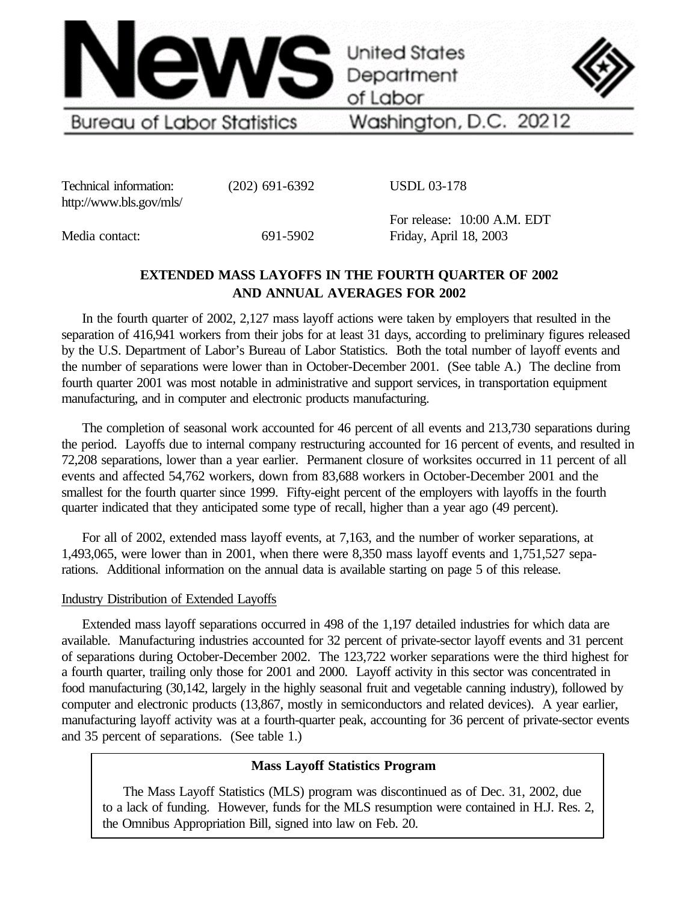# News

United States Department of Labor

Bureau of Labor Statistics Washington, D.C. 20212

| | | |
|---|---|---|
| Technical information: http://www.bls.gov/mls/ | (202) 691-6392 | USDL 03-178 |
| Media contact: | 691-5902 | For release: 10:00 A.M. EDT Friday, April 18, 2003 |

## EXTENDED MASS LAYOFFS IN THE FOURTH QUARTER OF 2002 AND ANNUAL AVERAGES FOR 2002

In the fourth quarter of 2002, 2,127 mass layoff actions were taken by employers that resulted in the separation of 416,941 workers from their jobs for at least 31 days, according to preliminary figures released by the U.S. Department of Labor's Bureau of Labor Statistics. Both the total number of layoff events and the number of separations were lower than in October-December 2001. (See table A.) The decline from fourth quarter 2001 was most notable in administrative and support services, in transportation equipment manufacturing, and in computer and electronic products manufacturing.

The completion of seasonal work accounted for 46 percent of all events and 213,730 separations during the period. Layoffs due to internal company restructuring accounted for 16 percent of events, and resulted in 72,208 separations, lower than a year earlier. Permanent closure of worksites occurred in 11 percent of all events and affected 54,762 workers, down from 83,688 workers in October-December 2001 and the smallest for the fourth quarter since 1999. Fifty-eight percent of the employers with layoffs in the fourth quarter indicated that they anticipated some type of recall, higher than a year ago (49 percent).

For all of 2002, extended mass layoff events, at 7,163, and the number of worker separations, at 1,493,065, were lower than in 2001, when there were 8,350 mass layoff events and 1,751,527 separations. Additional information on the annual data is available starting on page 5 of this release.

### Industry Distribution of Extended Layoffs

Extended mass layoff separations occurred in 498 of the 1,197 detailed industries for which data are available. Manufacturing industries accounted for 32 percent of private-sector layoff events and 31 percent of separations during October-December 2002. The 123,722 worker separations were the third highest for a fourth quarter, trailing only those for 2001 and 2000. Layoff activity in this sector was concentrated in food manufacturing (30,142, largely in the highly seasonal fruit and vegetable canning industry), followed by computer and electronic products (13,867, mostly in semiconductors and related devices). A year earlier, manufacturing layoff activity was at a fourth-quarter peak, accounting for 36 percent of private-sector events and 35 percent of separations. (See table 1.)

**Mass Layoff Statistics Program**

The Mass Layoff Statistics (MLS) program was discontinued as of Dec. 31, 2002, due to a lack of funding. However, funds for the MLS resumption were contained in H.J. Res. 2, the Omnibus Appropriation Bill, signed into law on Feb. 20.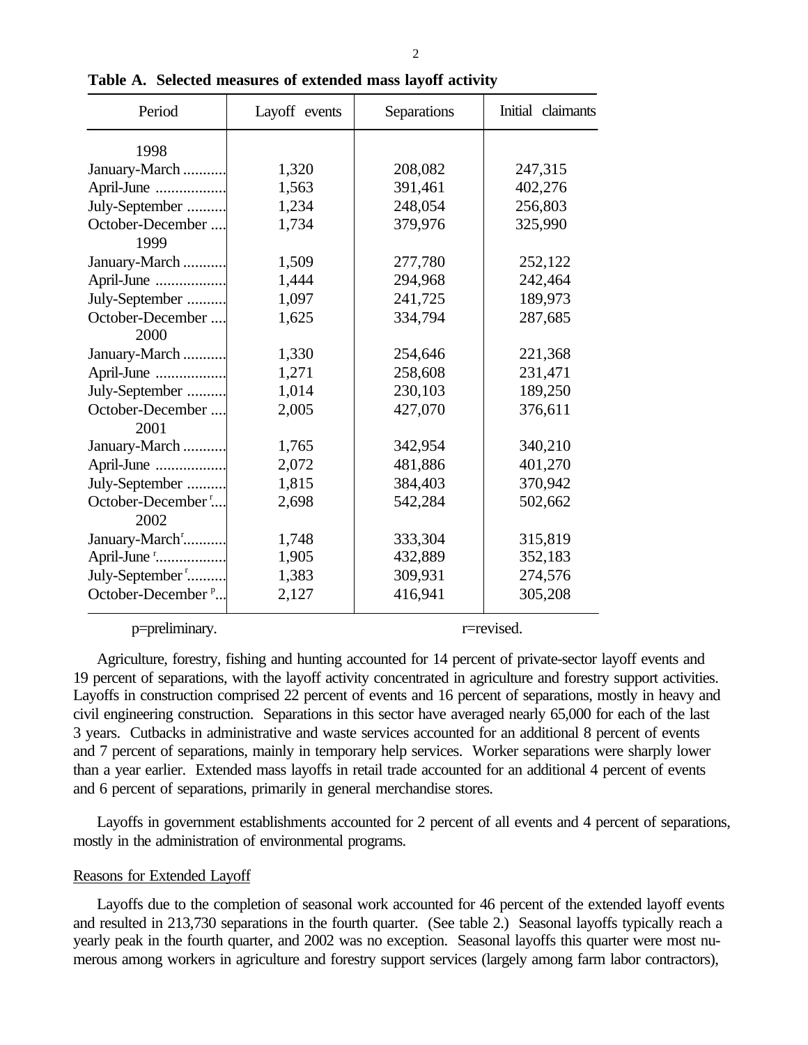**Table A. Selected measures of extended mass layoff activity**

| Period | Layoff events | Separations | Initial claimants |
|---|---|---|---|
| 1998 | | | |
| January-March | 1,320 | 208,082 | 247,315 |
| April-June | 1,563 | 391,461 | 402,276 |
| July-September | 1,234 | 248,054 | 256,803 |
| October-December | 1,734 | 379,976 | 325,990 |
| 1999 | | | |
| January-March | 1,509 | 277,780 | 252,122 |
| April-June | 1,444 | 294,968 | 242,464 |
| July-September | 1,097 | 241,725 | 189,973 |
| October-December | 1,625 | 334,794 | 287,685 |
| 2000 | | | |
| January-March | 1,330 | 254,646 | 221,368 |
| April-June | 1,271 | 258,608 | 231,471 |
| July-September | 1,014 | 230,103 | 189,250 |
| October-December | 2,005 | 427,070 | 376,611 |
| 2001 | | | |
| January-March | 1,765 | 342,954 | 340,210 |
| April-June | 2,072 | 481,886 | 401,270 |
| July-September | 1,815 | 384,403 | 370,942 |
| October-December [r] | 2,698 | 542,284 | 502,662 |
| 2002 | | | |
| January-March [r] | 1,748 | 333,304 | 315,819 |
| April-June [r] | 1,905 | 432,889 | 352,183 |
| July-September [r] | 1,383 | 309,931 | 274,576 |
| October-December [p] | 2,127 | 416,941 | 305,208 |

p=preliminary. r=revised.

Agriculture, forestry, fishing and hunting accounted for 14 percent of private-sector layoff events and 19 percent of separations, with the layoff activity concentrated in agriculture and forestry support activities. Layoffs in construction comprised 22 percent of events and 16 percent of separations, mostly in heavy and civil engineering construction. Separations in this sector have averaged nearly 65,000 for each of the last 3 years. Cutbacks in administrative and waste services accounted for an additional 8 percent of events and 7 percent of separations, mainly in temporary help services. Worker separations were sharply lower than a year earlier. Extended mass layoffs in retail trade accounted for an additional 4 percent of events and 6 percent of separations, primarily in general merchandise stores.

Layoffs in government establishments accounted for 2 percent of all events and 4 percent of separations, mostly in the administration of environmental programs.

Reasons for Extended Layoff

Layoffs due to the completion of seasonal work accounted for 46 percent of the extended layoff events and resulted in 213,730 separations in the fourth quarter. (See table 2.) Seasonal layoffs typically reach a yearly peak in the fourth quarter, and 2002 was no exception. Seasonal layoffs this quarter were most numerous among workers in agriculture and forestry support services (largely among farm labor contractors),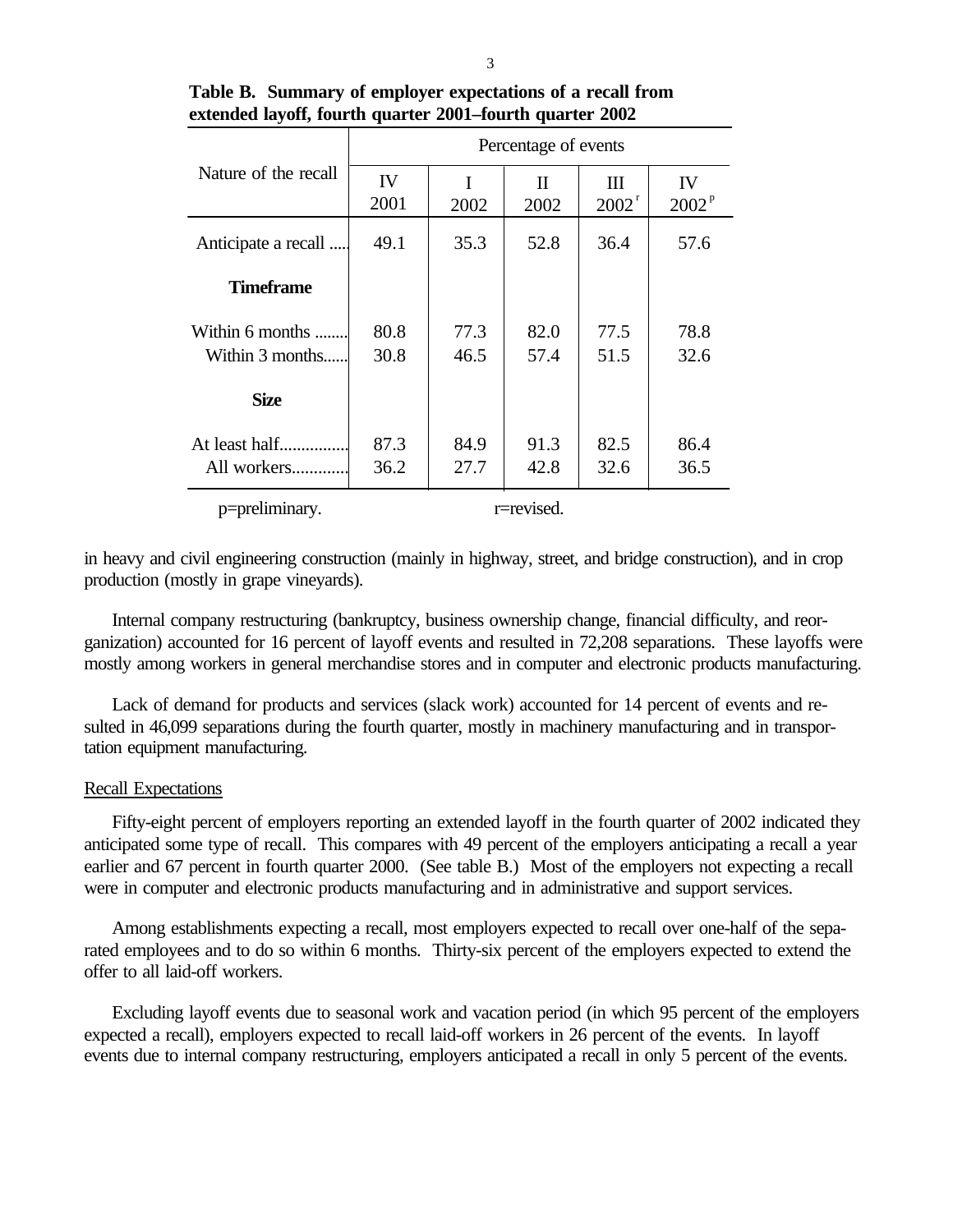**Table B. Summary of employer expectations of a recall from extended layoff, fourth quarter 2001–fourth quarter 2002**

| Nature of the recall | Percentage of events | | | | |
|---|---|---|---|---|---|
| | IV 2001 | I 2002 | II 2002 | III 2002 r | IV 2002 p |
| Anticipate a recall ..... | 49.1 | 35.3 | 52.8 | 36.4 | 57.6 |
| **Timeframe** | | | | | |
| Within 6 months ........ | 80.8 | 77.3 | 82.0 | 77.5 | 78.8 |
| Within 3 months...... | 30.8 | 46.5 | 57.4 | 51.5 | 32.6 |
| **Size** | | | | | |
| At least half................ | 87.3 | 84.9 | 91.3 | 82.5 | 86.4 |
| All workers............. | 36.2 | 27.7 | 42.8 | 32.6 | 36.5 |

p=preliminary. r=revised.

in heavy and civil engineering construction (mainly in highway, street, and bridge construction), and in crop production (mostly in grape vineyards).

Internal company restructuring (bankruptcy, business ownership change, financial difficulty, and reorganization) accounted for 16 percent of layoff events and resulted in 72,208 separations. These layoffs were mostly among workers in general merchandise stores and in computer and electronic products manufacturing.

Lack of demand for products and services (slack work) accounted for 14 percent of events and resulted in 46,099 separations during the fourth quarter, mostly in machinery manufacturing and in transportation equipment manufacturing.

Recall Expectations

Fifty-eight percent of employers reporting an extended layoff in the fourth quarter of 2002 indicated they anticipated some type of recall. This compares with 49 percent of the employers anticipating a recall a year earlier and 67 percent in fourth quarter 2000. (See table B.) Most of the employers not expecting a recall were in computer and electronic products manufacturing and in administrative and support services.

Among establishments expecting a recall, most employers expected to recall over one-half of the separated employees and to do so within 6 months. Thirty-six percent of the employers expected to extend the offer to all laid-off workers.

Excluding layoff events due to seasonal work and vacation period (in which 95 percent of the employers expected a recall), employers expected to recall laid-off workers in 26 percent of the events. In layoff events due to internal company restructuring, employers anticipated a recall in only 5 percent of the events.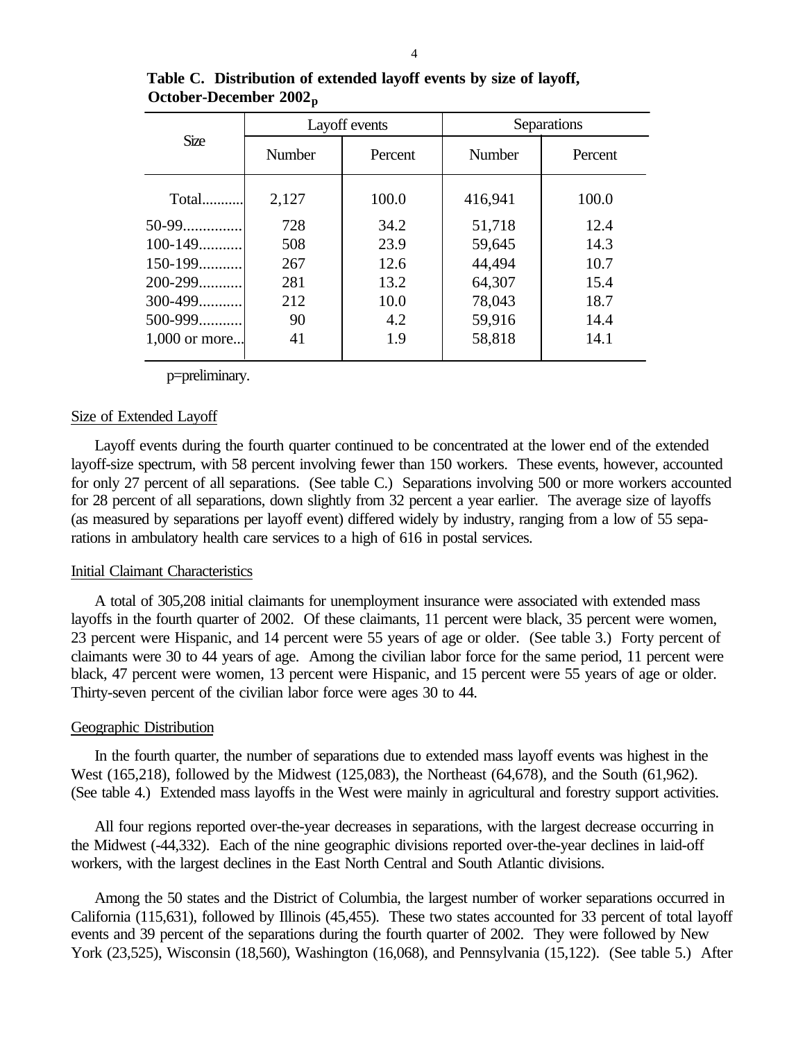**Table C. Distribution of extended layoff events by size of layoff, October-December 2002p**

| Size | Layoff events | | Separations | |
|---|---|---|---|---|
| | Number | Percent | Number | Percent |
| Total.......... | 2,127 | 100.0 | 416,941 | 100.0 |
| 50-99.............. | 728 | 34.2 | 51,718 | 12.4 |
| 100-149........... | 508 | 23.9 | 59,645 | 14.3 |
| 150-199........... | 267 | 12.6 | 44,494 | 10.7 |
| 200-299........... | 281 | 13.2 | 64,307 | 15.4 |
| 300-499........... | 212 | 10.0 | 78,043 | 18.7 |
| 500-999........... | 90 | 4.2 | 59,916 | 14.4 |
| 1,000 or more... | 41 | 1.9 | 58,818 | 14.1 |

p=preliminary.

Size of Extended Layoff

Layoff events during the fourth quarter continued to be concentrated at the lower end of the extended layoff-size spectrum, with 58 percent involving fewer than 150 workers. These events, however, accounted for only 27 percent of all separations. (See table C.) Separations involving 500 or more workers accounted for 28 percent of all separations, down slightly from 32 percent a year earlier. The average size of layoffs (as measured by separations per layoff event) differed widely by industry, ranging from a low of 55 separations in ambulatory health care services to a high of 616 in postal services.

Initial Claimant Characteristics

A total of 305,208 initial claimants for unemployment insurance were associated with extended mass layoffs in the fourth quarter of 2002. Of these claimants, 11 percent were black, 35 percent were women, 23 percent were Hispanic, and 14 percent were 55 years of age or older. (See table 3.) Forty percent of claimants were 30 to 44 years of age. Among the civilian labor force for the same period, 11 percent were black, 47 percent were women, 13 percent were Hispanic, and 15 percent were 55 years of age or older. Thirty-seven percent of the civilian labor force were ages 30 to 44.

Geographic Distribution

In the fourth quarter, the number of separations due to extended mass layoff events was highest in the West (165,218), followed by the Midwest (125,083), the Northeast (64,678), and the South (61,962). (See table 4.) Extended mass layoffs in the West were mainly in agricultural and forestry support activities.

All four regions reported over-the-year decreases in separations, with the largest decrease occurring in the Midwest (-44,332). Each of the nine geographic divisions reported over-the-year declines in laid-off workers, with the largest declines in the East North Central and South Atlantic divisions.

Among the 50 states and the District of Columbia, the largest number of worker separations occurred in California (115,631), followed by Illinois (45,455). These two states accounted for 33 percent of total layoff events and 39 percent of the separations during the fourth quarter of 2002. They were followed by New York (23,525), Wisconsin (18,560), Washington (16,068), and Pennsylvania (15,122). (See table 5.) After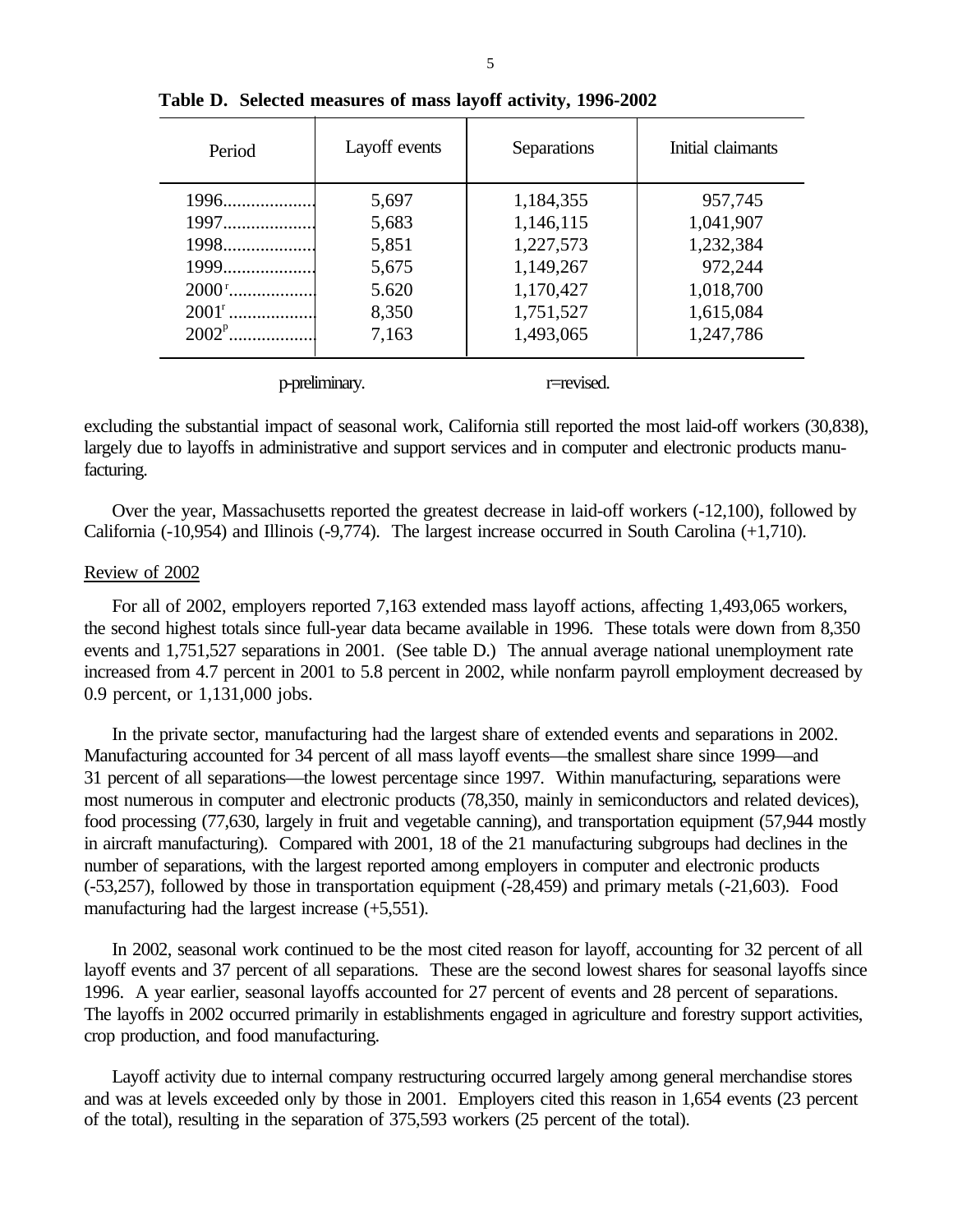**Table D. Selected measures of mass layoff activity, 1996-2002**

| Period | Layoff events | Separations | Initial claimants |
|---|---|---|---|
| 1996 | 5,697 | 1,184,355 | 957,745 |
| 1997 | 5,683 | 1,146,115 | 1,041,907 |
| 1998 | 5,851 | 1,227,573 | 1,232,384 |
| 1999 | 5,675 | 1,149,267 | 972,244 |
| 2000 r | 5.620 | 1,170,427 | 1,018,700 |
| 2001 r | 8,350 | 1,751,527 | 1,615,084 |
| 2002 p | 7,163 | 1,493,065 | 1,247,786 |

p-preliminary. r=revised.

excluding the substantial impact of seasonal work, California still reported the most laid-off workers (30,838), largely due to layoffs in administrative and support services and in computer and electronic products manufacturing.

Over the year, Massachusetts reported the greatest decrease in laid-off workers (-12,100), followed by California (-10,954) and Illinois (-9,774). The largest increase occurred in South Carolina (+1,710).

## Review of 2002

For all of 2002, employers reported 7,163 extended mass layoff actions, affecting 1,493,065 workers, the second highest totals since full-year data became available in 1996. These totals were down from 8,350 events and 1,751,527 separations in 2001. (See table D.) The annual average national unemployment rate increased from 4.7 percent in 2001 to 5.8 percent in 2002, while nonfarm payroll employment decreased by 0.9 percent, or 1,131,000 jobs.

In the private sector, manufacturing had the largest share of extended events and separations in 2002. Manufacturing accounted for 34 percent of all mass layoff events—the smallest share since 1999—and 31 percent of all separations—the lowest percentage since 1997. Within manufacturing, separations were most numerous in computer and electronic products (78,350, mainly in semiconductors and related devices), food processing (77,630, largely in fruit and vegetable canning), and transportation equipment (57,944 mostly in aircraft manufacturing). Compared with 2001, 18 of the 21 manufacturing subgroups had declines in the number of separations, with the largest reported among employers in computer and electronic products (-53,257), followed by those in transportation equipment (-28,459) and primary metals (-21,603). Food manufacturing had the largest increase (+5,551).

In 2002, seasonal work continued to be the most cited reason for layoff, accounting for 32 percent of all layoff events and 37 percent of all separations. These are the second lowest shares for seasonal layoffs since 1996. A year earlier, seasonal layoffs accounted for 27 percent of events and 28 percent of separations. The layoffs in 2002 occurred primarily in establishments engaged in agriculture and forestry support activities, crop production, and food manufacturing.

Layoff activity due to internal company restructuring occurred largely among general merchandise stores and was at levels exceeded only by those in 2001. Employers cited this reason in 1,654 events (23 percent of the total), resulting in the separation of 375,593 workers (25 percent of the total).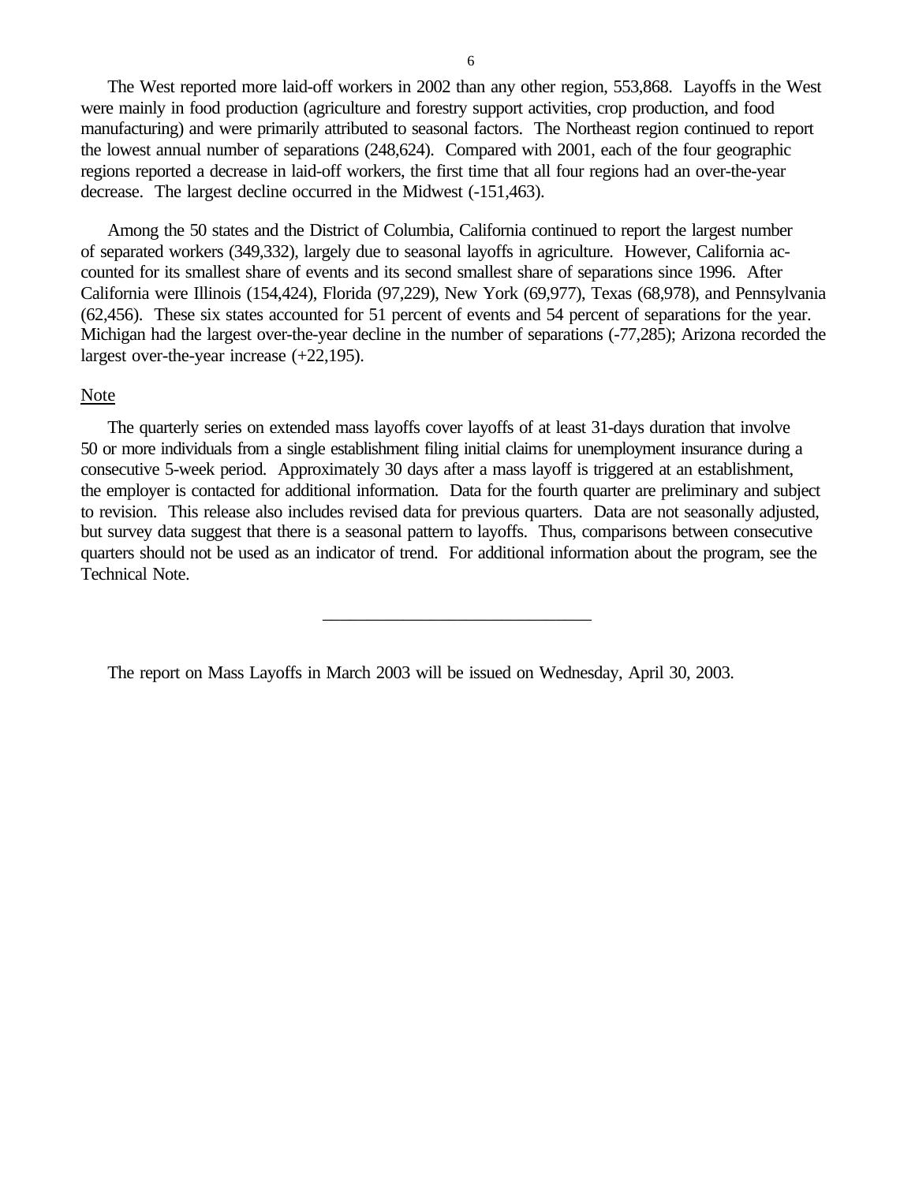The West reported more laid-off workers in 2002 than any other region, 553,868. Layoffs in the West were mainly in food production (agriculture and forestry support activities, crop production, and food manufacturing) and were primarily attributed to seasonal factors. The Northeast region continued to report the lowest annual number of separations (248,624). Compared with 2001, each of the four geographic regions reported a decrease in laid-off workers, the first time that all four regions had an over-the-year decrease. The largest decline occurred in the Midwest (-151,463).

Among the 50 states and the District of Columbia, California continued to report the largest number of separated workers (349,332), largely due to seasonal layoffs in agriculture. However, California accounted for its smallest share of events and its second smallest share of separations since 1996. After California were Illinois (154,424), Florida (97,229), New York (69,977), Texas (68,978), and Pennsylvania (62,456). These six states accounted for 51 percent of events and 54 percent of separations for the year. Michigan had the largest over-the-year decline in the number of separations (-77,285); Arizona recorded the largest over-the-year increase (+22,195).

Note

The quarterly series on extended mass layoffs cover layoffs of at least 31-days duration that involve 50 or more individuals from a single establishment filing initial claims for unemployment insurance during a consecutive 5-week period. Approximately 30 days after a mass layoff is triggered at an establishment, the employer is contacted for additional information. Data for the fourth quarter are preliminary and subject to revision. This release also includes revised data for previous quarters. Data are not seasonally adjusted, but survey data suggest that there is a seasonal pattern to layoffs. Thus, comparisons between consecutive quarters should not be used as an indicator of trend. For additional information about the program, see the Technical Note.

---

The report on Mass Layoffs in March 2003 will be issued on Wednesday, April 30, 2003.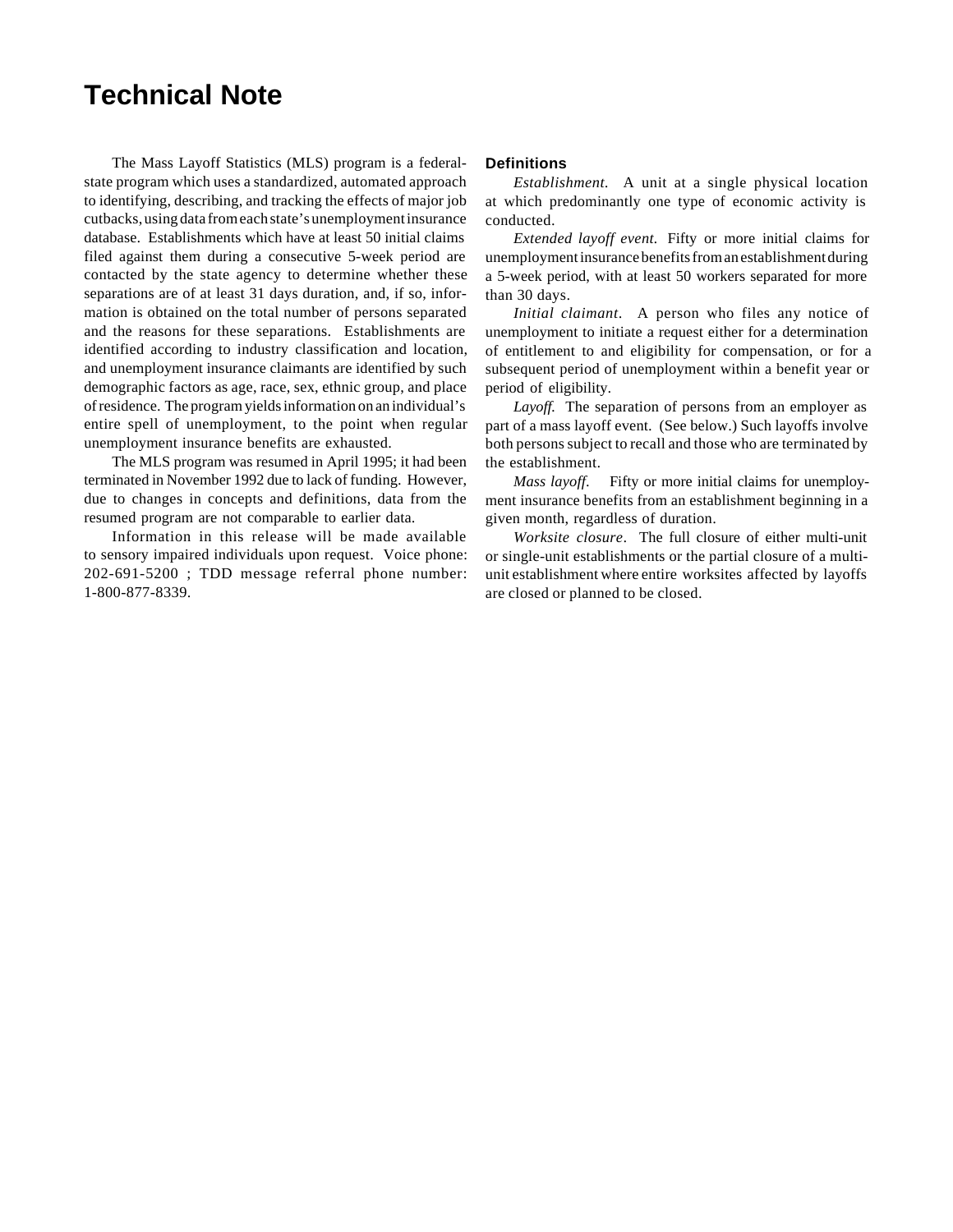# Technical Note

The Mass Layoff Statistics (MLS) program is a federal-state program which uses a standardized, automated approach to identifying, describing, and tracking the effects of major job cutbacks, using data from each state's unemployment insurance database. Establishments which have at least 50 initial claims filed against them during a consecutive 5-week period are contacted by the state agency to determine whether these separations are of at least 31 days duration, and, if so, information is obtained on the total number of persons separated and the reasons for these separations. Establishments are identified according to industry classification and location, and unemployment insurance claimants are identified by such demographic factors as age, race, sex, ethnic group, and place of residence. The program yields information on an individual's entire spell of unemployment, to the point when regular unemployment insurance benefits are exhausted.

The MLS program was resumed in April 1995; it had been terminated in November 1992 due to lack of funding. However, due to changes in concepts and definitions, data from the resumed program are not comparable to earlier data.

Information in this release will be made available to sensory impaired individuals upon request. Voice phone: 202-691-5200 ; TDD message referral phone number: 1-800-877-8339.

## Definitions

*Establishment.* A unit at a single physical location at which predominantly one type of economic activity is conducted.

*Extended layoff event.* Fifty or more initial claims for unemployment insurance benefits from an establishment during a 5-week period, with at least 50 workers separated for more than 30 days.

*Initial claimant*. A person who files any notice of unemployment to initiate a request either for a determination of entitlement to and eligibility for compensation, or for a subsequent period of unemployment within a benefit year or period of eligibility.

*Layoff.* The separation of persons from an employer as part of a mass layoff event. (See below.) Such layoffs involve both persons subject to recall and those who are terminated by the establishment.

*Mass layoff.* Fifty or more initial claims for unemployment insurance benefits from an establishment beginning in a given month, regardless of duration.

*Worksite closure*. The full closure of either multi-unit or single-unit establishments or the partial closure of a multi-unit establishment where entire worksites affected by layoffs are closed or planned to be closed.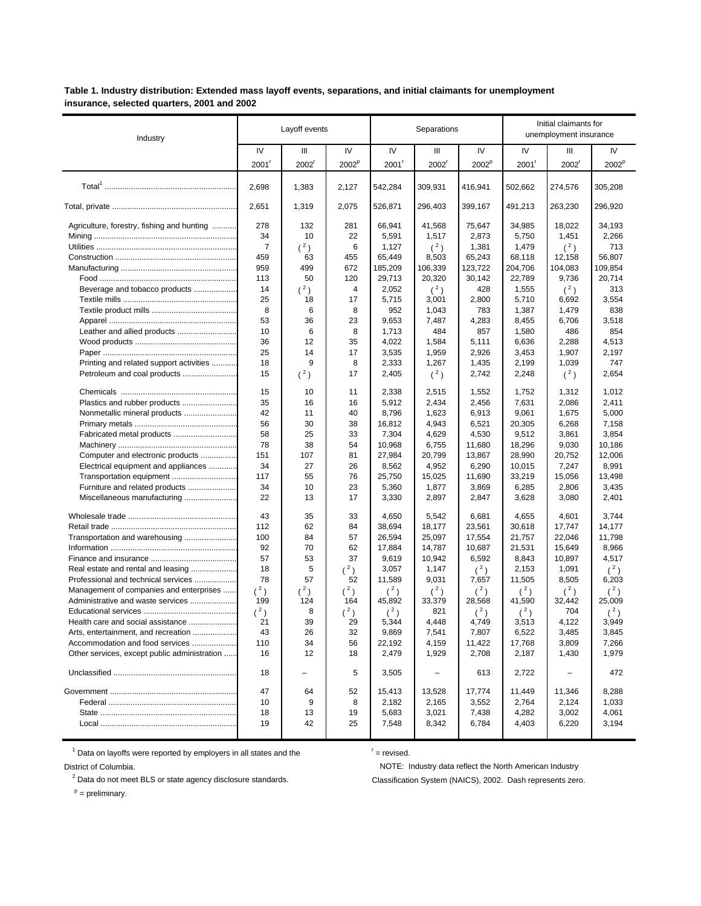**Table 1. Industry distribution: Extended mass layoff events, separations, and initial claimants for unemployment insurance, selected quarters, 2001 and 2002**

| Industry | Layoff events | | | Separations | | | Initial claimants for unemployment insurance | | |
|---|---|---|---|---|---|---|---|---|---|
| | IV 2001[r] | III 2002[r] | IV 2002[p] | IV 2001[r] | III 2002[r] | IV 2002[p] | IV 2001[r] | III 2002[r] | IV 2002[p] |
| Total[1] | 2,698 | 1,383 | 2,127 | 542,284 | 309,931 | 416,941 | 502,662 | 274,576 | 305,208 |
| Total, private | 2,651 | 1,319 | 2,075 | 526,871 | 296,403 | 399,167 | 491,213 | 263,230 | 296,920 |
| Agriculture, forestry, fishing and hunting | 278 | 132 | 281 | 66,941 | 41,568 | 75,647 | 34,985 | 18,022 | 34,193 |
| Mining | 34 | 10 | 22 | 5,591 | 1,517 | 2,873 | 5,750 | 1,451 | 2,266 |
| Utilities | 7 | (2) | 6 | 1,127 | (2) | 1,381 | 1,479 | (2) | 713 |
| Construction | 459 | 63 | 455 | 65,449 | 8,503 | 65,243 | 68,118 | 12,158 | 56,807 |
| Manufacturing | 959 | 499 | 672 | 185,209 | 106,339 | 123,722 | 204,706 | 104,083 | 109,854 |
| Food | 113 | 50 | 120 | 29,713 | 20,320 | 30,142 | 22,789 | 9,736 | 20,714 |
| Beverage and tobacco products | 14 | (2) | 4 | 2,052 | (2) | 428 | 1,555 | (2) | 313 |
| Textile mills | 25 | 18 | 17 | 5,715 | 3,001 | 2,800 | 5,710 | 6,692 | 3,554 |
| Textile product mills | 8 | 6 | 8 | 952 | 1,043 | 783 | 1,387 | 1,479 | 838 |
| Apparel | 53 | 36 | 23 | 9,653 | 7,487 | 4,283 | 8,455 | 6,706 | 3,518 |
| Leather and allied products | 10 | 6 | 8 | 1,713 | 484 | 857 | 1,580 | 486 | 854 |
| Wood products | 36 | 12 | 35 | 4,022 | 1,584 | 5,111 | 6,636 | 2,288 | 4,513 |
| Paper | 25 | 14 | 17 | 3,535 | 1,959 | 2,926 | 3,453 | 1,907 | 2,197 |
| Printing and related support activities | 18 | 9 | 8 | 2,333 | 1,267 | 1,435 | 2,199 | 1,039 | 747 |
| Petroleum and coal products | 15 | (2) | 17 | 2,405 | (2) | 2,742 | 2,248 | (2) | 2,654 |
| Chemicals | 15 | 10 | 11 | 2,338 | 2,515 | 1,552 | 1,752 | 1,312 | 1,012 |
| Plastics and rubber products | 35 | 16 | 16 | 5,912 | 2,434 | 2,456 | 7,631 | 2,086 | 2,411 |
| Nonmetallic mineral products | 42 | 11 | 40 | 8,796 | 1,623 | 6,913 | 9,061 | 1,675 | 5,000 |
| Primary metals | 56 | 30 | 38 | 16,812 | 4,943 | 6,521 | 20,305 | 6,268 | 7,158 |
| Fabricated metal products | 58 | 25 | 33 | 7,304 | 4,629 | 4,530 | 9,512 | 3,861 | 3,854 |
| Machinery | 78 | 38 | 54 | 10,968 | 6,755 | 11,680 | 18,296 | 9,030 | 10,186 |
| Computer and electronic products | 151 | 107 | 81 | 27,984 | 20,799 | 13,867 | 28,990 | 20,752 | 12,006 |
| Electrical equipment and appliances | 34 | 27 | 26 | 8,562 | 4,952 | 6,290 | 10,015 | 7,247 | 8,991 |
| Transportation equipment | 117 | 55 | 76 | 25,750 | 15,025 | 11,690 | 33,219 | 15,056 | 13,498 |
| Furniture and related products | 34 | 10 | 23 | 5,360 | 1,877 | 3,869 | 6,285 | 2,806 | 3,435 |
| Miscellaneous manufacturing | 22 | 13 | 17 | 3,330 | 2,897 | 2,847 | 3,628 | 3,080 | 2,401 |
| Wholesale trade | 43 | 35 | 33 | 4,650 | 5,542 | 6,681 | 4,655 | 4,601 | 3,744 |
| Retail trade | 112 | 62 | 84 | 38,694 | 18,177 | 23,561 | 30,618 | 17,747 | 14,177 |
| Transportation and warehousing | 100 | 84 | 57 | 26,594 | 25,097 | 17,554 | 21,757 | 22,046 | 11,798 |
| Information | 92 | 70 | 62 | 17,884 | 14,787 | 10,687 | 21,531 | 15,649 | 8,966 |
| Finance and insurance | 57 | 53 | 37 | 9,619 | 10,942 | 6,592 | 8,843 | 10,897 | 4,517 |
| Real estate and rental and leasing | 18 | 5 | (2) | 3,057 | 1,147 | (2) | 2,153 | 1,091 | (2) |
| Professional and technical services | 78 | 57 | 52 | 11,589 | 9,031 | 7,657 | 11,505 | 8,505 | 6,203 |
| Management of companies and enterprises | (2) | (2) | (2) | (2) | (2) | (2) | (2) | (2) | (2) |
| Administrative and waste services | 199 | 124 | 164 | 45,892 | 33,379 | 28,568 | 41,590 | 32,442 | 25,009 |
| Educational services | (2) | 8 | (2) | (2) | 821 | (2) | (2) | 704 | (2) |
| Health care and social assistance | 21 | 39 | 29 | 5,344 | 4,448 | 4,749 | 3,513 | 4,122 | 3,949 |
| Arts, entertainment, and recreation | 43 | 26 | 32 | 9,869 | 7,541 | 7,807 | 6,522 | 3,485 | 3,845 |
| Accommodation and food services | 110 | 34 | 56 | 22,192 | 4,159 | 11,422 | 17,768 | 3,809 | 7,266 |
| Other services, except public administration | 16 | 12 | 18 | 2,479 | 1,929 | 2,708 | 2,187 | 1,430 | 1,979 |
| Unclassified | 18 | – | 5 | 3,505 | – | 613 | 2,722 | – | 472 |
| Government | 47 | 64 | 52 | 15,413 | 13,528 | 17,774 | 11,449 | 11,346 | 8,288 |
| Federal | 10 | 9 | 8 | 2,182 | 2,165 | 3,552 | 2,764 | 2,124 | 1,033 |
| State | 18 | 13 | 19 | 5,683 | 3,021 | 7,438 | 4,282 | 3,002 | 4,061 |
| Local | 19 | 42 | 25 | 7,548 | 8,342 | 6,784 | 4,403 | 6,220 | 3,194 |

[1] Data on layoffs were reported by employers in all states and the District of Columbia.

[2] Data do not meet BLS or state agency disclosure standards.

[p] = preliminary.

[r] = revised.

NOTE: Industry data reflect the North American Industry Classification System (NAICS), 2002. Dash represents zero.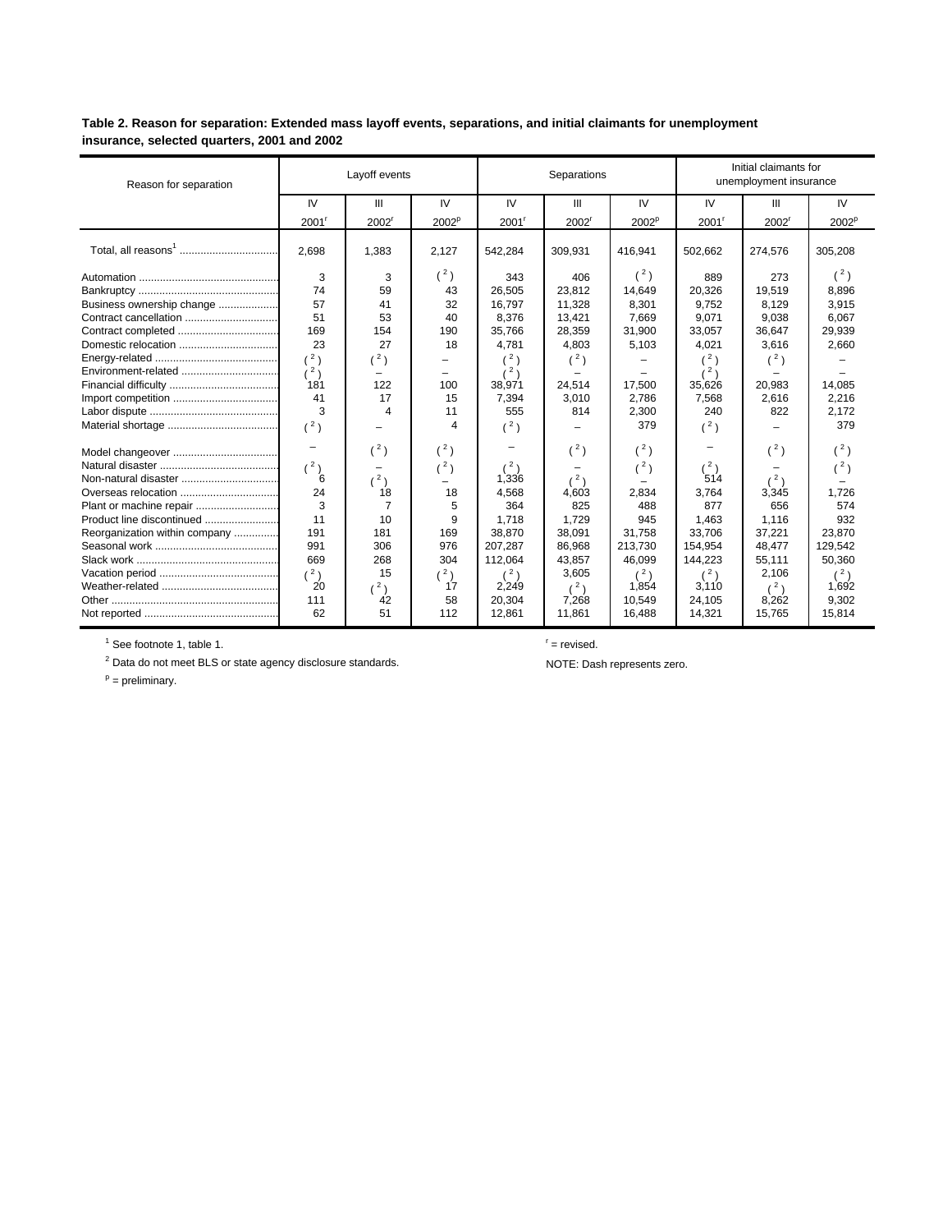**Table 2. Reason for separation: Extended mass layoff events, separations, and initial claimants for unemployment insurance, selected quarters, 2001 and 2002**

| Reason for separation | Layoff events | | | Separations | | | Initial claimants for unemployment insurance | | |
|---|---|---|---|---|---|---|---|---|---|
| | IV 2001[r] | III 2002[r] | IV 2002[p] | IV 2001[r] | III 2002[r] | IV 2002[p] | IV 2001[r] | III 2002[r] | IV 2002[p] |
| Total, all reasons[1] | 2,698 | 1,383 | 2,127 | 542,284 | 309,931 | 416,941 | 502,662 | 274,576 | 305,208 |
| Automation | 3 | 3 | ([2]) | 343 | 406 | ([2]) | 889 | 273 | ([2]) |
| Bankruptcy | 74 | 59 | 43 | 26,505 | 23,812 | 14,649 | 20,326 | 19,519 | 8,896 |
| Business ownership change | 57 | 41 | 32 | 16,797 | 11,328 | 8,301 | 9,752 | 8,129 | 3,915 |
| Contract cancellation | 51 | 53 | 40 | 8,376 | 13,421 | 7,669 | 9,071 | 9,038 | 6,067 |
| Contract completed | 169 | 154 | 190 | 35,766 | 28,359 | 31,900 | 33,057 | 36,647 | 29,939 |
| Domestic relocation | 23 | 27 | 18 | 4,781 | 4,803 | 5,103 | 4,021 | 3,616 | 2,660 |
| Energy-related | ([2]) | ([2]) | – | ([2]) | ([2]) | – | ([2]) | ([2]) | – |
| Environment-related | ([2]) | – | – | ([2]) | – | – | ([2]) | – | – |
| Financial difficulty | 181 | 122 | 100 | 38,971 | 24,514 | 17,500 | 35,626 | 20,983 | 14,085 |
| Import competition | 41 | 17 | 15 | 7,394 | 3,010 | 2,786 | 7,568 | 2,616 | 2,216 |
| Labor dispute | 3 | 4 | 11 | 555 | 814 | 2,300 | 240 | 822 | 2,172 |
| Material shortage | ([2]) | – | 4 | ([2]) | – | 379 | ([2]) | – | 379 |
| Model changeover | – | ([2]) | ([2]) | – | ([2]) | ([2]) | – | ([2]) | ([2]) |
| Natural disaster | ([2]) | – | ([2]) | ([2]) | – | ([2]) | ([2]) | – | ([2]) |
| Non-natural disaster | 6 | ([2]) | – | 1,336 | ([2]) | – | 514 | ([2]) | – |
| Overseas relocation | 24 | 18 | 18 | 4,568 | 4,603 | 2,834 | 3,764 | 3,345 | 1,726 |
| Plant or machine repair | 3 | 7 | 5 | 364 | 825 | 488 | 877 | 656 | 574 |
| Product line discontinued | 11 | 10 | 9 | 1,718 | 1,729 | 945 | 1,463 | 1,116 | 932 |
| Reorganization within company | 191 | 181 | 169 | 38,870 | 38,091 | 31,758 | 33,706 | 37,221 | 23,870 |
| Seasonal work | 991 | 306 | 976 | 207,287 | 86,968 | 213,730 | 154,954 | 48,477 | 129,542 |
| Slack work | 669 | 268 | 304 | 112,064 | 43,857 | 46,099 | 144,223 | 55,111 | 50,360 |
| Vacation period | ([2]) | 15 | ([2]) | ([2]) | 3,605 | ([2]) | ([2]) | 2,106 | ([2]) |
| Weather-related | 20 | ([2]) | 17 | 2,249 | ([2]) | 1,854 | 3,110 | ([2]) | 1,692 |
| Other | 111 | 42 | 58 | 20,304 | 7,268 | 10,549 | 24,105 | 8,262 | 9,302 |
| Not reported | 62 | 51 | 112 | 12,861 | 11,861 | 16,488 | 14,321 | 15,765 | 15,814 |

[1] See footnote 1, table 1.

[2] Data do not meet BLS or state agency disclosure standards.

[p] = preliminary.

[r] = revised.

NOTE: Dash represents zero.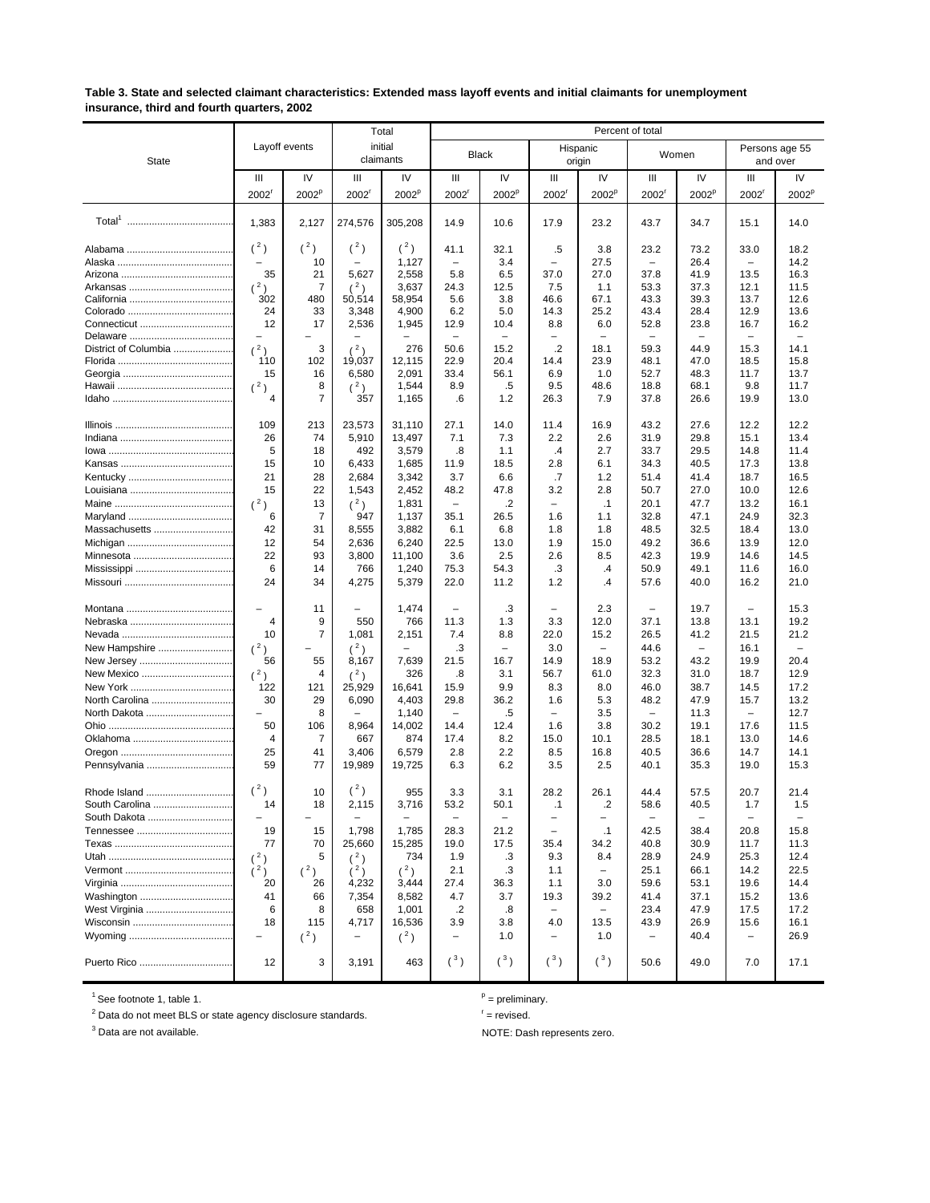**Table 3. State and selected claimant characteristics: Extended mass layoff events and initial claimants for unemployment insurance, third and fourth quarters, 2002**

| State | Layoff events | | Total initial claimants | | Percent of total | | | | | | | |
|---|---|---|---|---|---|---|---|---|---|---|---|---|
| | | | | | Black | | Hispanic origin | | Women | | Persons age 55 and over | |
| | III 2002[r] | IV 2002[p] | III 2002[r] | IV 2002[p] | III 2002[r] | IV 2002[p] | III 2002[r] | IV 2002[p] | III 2002[r] | IV 2002[p] | III 2002[r] | IV 2002[p] |
| Total[1] | 1,383 | 2,127 | 274,576 | 305,208 | 14.9 | 10.6 | 17.9 | 23.2 | 43.7 | 34.7 | 15.1 | 14.0 |
| Alabama | ( [2] ) | ( [2] ) | ( [2] ) | ( [2] ) | 41.1 | 32.1 | .5 | 3.8 | 23.2 | 73.2 | 33.0 | 18.2 |
| Alaska | – | 10 | – | 1,127 | – | 3.4 | – | 27.5 | – | 26.4 | – | 14.2 |
| Arizona | 35 | 21 | 5,627 | 2,558 | 5.8 | 6.5 | 37.0 | 27.0 | 37.8 | 41.9 | 13.5 | 16.3 |
| Arkansas | ( [2] ) | 7 | ( [2] ) | 3,637 | 24.3 | 12.5 | 7.5 | 1.1 | 53.3 | 37.3 | 12.1 | 11.5 |
| California | 302 | 480 | 50,514 | 58,954 | 5.6 | 3.8 | 46.6 | 67.1 | 43.3 | 39.3 | 13.7 | 12.6 |
| Colorado | 24 | 33 | 3,348 | 4,900 | 6.2 | 5.0 | 14.3 | 25.2 | 43.4 | 28.4 | 12.9 | 13.6 |
| Connecticut | 12 | 17 | 2,536 | 1,945 | 12.9 | 10.4 | 8.8 | 6.0 | 52.8 | 23.8 | 16.7 | 16.2 |
| Delaware | – | – | – | – | – | – | – | – | – | – | – | – |
| District of Columbia | ( [2] ) | 3 | ( [2] ) | 276 | 50.6 | 15.2 | .2 | 18.1 | 59.3 | 44.9 | 15.3 | 14.1 |
| Florida | 110 | 102 | 19,037 | 12,115 | 22.9 | 20.4 | 14.4 | 23.9 | 48.1 | 47.0 | 18.5 | 15.8 |
| Georgia | 15 | 16 | 6,580 | 2,091 | 33.4 | 56.1 | 6.9 | 1.0 | 52.7 | 48.3 | 11.7 | 13.7 |
| Hawaii | ( [2] ) | 8 | ( [2] ) | 1,544 | 8.9 | .5 | 9.5 | 48.6 | 18.8 | 68.1 | 9.8 | 11.7 |
| Idaho | 4 | 7 | 357 | 1,165 | .6 | 1.2 | 26.3 | 7.9 | 37.8 | 26.6 | 19.9 | 13.0 |
| Illinois | 109 | 213 | 23,573 | 31,110 | 27.1 | 14.0 | 11.4 | 16.9 | 43.2 | 27.6 | 12.2 | 12.2 |
| Indiana | 26 | 74 | 5,910 | 13,497 | 7.1 | 7.3 | 2.2 | 2.6 | 31.9 | 29.8 | 15.1 | 13.4 |
| Iowa | 5 | 18 | 492 | 3,579 | .8 | 1.1 | .4 | 2.7 | 33.7 | 29.5 | 14.8 | 11.4 |
| Kansas | 15 | 10 | 6,433 | 1,685 | 11.9 | 18.5 | 2.8 | 6.1 | 34.3 | 40.5 | 17.3 | 13.8 |
| Kentucky | 21 | 28 | 2,684 | 3,342 | 3.7 | 6.6 | .7 | 1.2 | 51.4 | 41.4 | 18.7 | 16.5 |
| Louisiana | 15 | 22 | 1,543 | 2,452 | 48.2 | 47.8 | 3.2 | 2.8 | 50.7 | 27.0 | 10.0 | 12.6 |
| Maine | ( [2] ) | 13 | ( [2] ) | 1,831 | – | .2 | – | .1 | 20.1 | 47.7 | 13.2 | 16.1 |
| Maryland | 6 | 7 | 947 | 1,137 | 35.1 | 26.5 | 1.6 | 1.1 | 32.8 | 47.1 | 24.9 | 32.3 |
| Massachusetts | 42 | 31 | 8,555 | 3,882 | 6.1 | 6.8 | 1.8 | 1.8 | 48.5 | 32.5 | 18.4 | 13.0 |
| Michigan | 12 | 54 | 2,636 | 6,240 | 22.5 | 13.0 | 1.9 | 15.0 | 49.2 | 36.6 | 13.9 | 12.0 |
| Minnesota | 22 | 93 | 3,800 | 11,100 | 3.6 | 2.5 | 2.6 | 8.5 | 42.3 | 19.9 | 14.6 | 14.5 |
| Mississippi | 6 | 14 | 766 | 1,240 | 75.3 | 54.3 | .3 | .4 | 50.9 | 49.1 | 11.6 | 16.0 |
| Missouri | 24 | 34 | 4,275 | 5,379 | 22.0 | 11.2 | 1.2 | .4 | 57.6 | 40.0 | 16.2 | 21.0 |
| Montana | – | 11 | – | 1,474 | – | .3 | – | 2.3 | – | 19.7 | – | 15.3 |
| Nebraska | 4 | 9 | 550 | 766 | 11.3 | 1.3 | 3.3 | 12.0 | 37.1 | 13.8 | 13.1 | 19.2 |
| Nevada | 10 | 7 | 1,081 | 2,151 | 7.4 | 8.8 | 22.0 | 15.2 | 26.5 | 41.2 | 21.5 | 21.2 |
| New Hampshire | ( [2] ) | – | ( [2] ) | – | .3 | – | 3.0 | – | 44.6 | – | 16.1 | – |
| New Jersey | 56 | 55 | 8,167 | 7,639 | 21.5 | 16.7 | 14.9 | 18.9 | 53.2 | 43.2 | 19.9 | 20.4 |
| New Mexico | ( [2] ) | 4 | ( [2] ) | 326 | .8 | 3.1 | 56.7 | 61.0 | 32.3 | 31.0 | 18.7 | 12.9 |
| New York | 122 | 121 | 25,929 | 16,641 | 15.9 | 9.9 | 8.3 | 8.0 | 46.0 | 38.7 | 14.5 | 17.2 |
| North Carolina | 30 | 29 | 6,090 | 4,403 | 29.8 | 36.2 | 1.6 | 5.3 | 48.2 | 47.9 | 15.7 | 13.2 |
| North Dakota | – | 8 | – | 1,140 | – | .5 | – | 3.5 | – | 11.3 | – | 12.7 |
| Ohio | 50 | 106 | 8,964 | 14,002 | 14.4 | 12.4 | 1.6 | 3.8 | 30.2 | 19.1 | 17.6 | 11.5 |
| Oklahoma | 4 | 7 | 667 | 874 | 17.4 | 8.2 | 15.0 | 10.1 | 28.5 | 18.1 | 13.0 | 14.6 |
| Oregon | 25 | 41 | 3,406 | 6,579 | 2.8 | 2.2 | 8.5 | 16.8 | 40.5 | 36.6 | 14.7 | 14.1 |
| Pennsylvania | 59 | 77 | 19,989 | 19,725 | 6.3 | 6.2 | 3.5 | 2.5 | 40.1 | 35.3 | 19.0 | 15.3 |
| Rhode Island | ( [2] ) | 10 | ( [2] ) | 955 | 3.3 | 3.1 | 28.2 | 26.1 | 44.4 | 57.5 | 20.7 | 21.4 |
| South Carolina | 14 | 18 | 2,115 | 3,716 | 53.2 | 50.1 | .1 | .2 | 58.6 | 40.5 | 1.7 | 1.5 |
| South Dakota | – | – | – | – | – | – | – | – | – | – | – | – |
| Tennessee | 19 | 15 | 1,798 | 1,785 | 28.3 | 21.2 | – | .1 | 42.5 | 38.4 | 20.8 | 15.8 |
| Texas | 77 | 70 | 25,660 | 15,285 | 19.0 | 17.5 | 35.4 | 34.2 | 40.8 | 30.9 | 11.7 | 11.3 |
| Utah | ( [2] ) | 5 | ( [2] ) | 734 | 1.9 | .3 | 9.3 | 8.4 | 28.9 | 24.9 | 25.3 | 12.4 |
| Vermont | ( [2] ) | ( [2] ) | ( [2] ) | ( [2] ) | 2.1 | .3 | 1.1 | – | 25.1 | 66.1 | 14.2 | 22.5 |
| Virginia | 20 | 26 | 4,232 | 3,444 | 27.4 | 36.3 | 1.1 | 3.0 | 59.6 | 53.1 | 19.6 | 14.4 |
| Washington | 41 | 66 | 7,354 | 8,582 | 4.7 | 3.7 | 19.3 | 39.2 | 41.4 | 37.1 | 15.2 | 13.6 |
| West Virginia | 6 | 8 | 658 | 1,001 | .2 | .8 | – | – | 23.4 | 47.9 | 17.5 | 17.2 |
| Wisconsin | 18 | 115 | 4,717 | 16,536 | 3.9 | 3.8 | 4.0 | 13.5 | 43.9 | 26.9 | 15.6 | 16.1 |
| Wyoming | – | ( [2] ) | – | ( [2] ) | – | 1.0 | – | 1.0 | – | 40.4 | – | 26.9 |
| Puerto Rico | 12 | 3 | 3,191 | 463 | ( [3] ) | ( [3] ) | ( [3] ) | ( [3] ) | 50.6 | 49.0 | 7.0 | 17.1 |

[1] See footnote 1, table 1.

[2] Data do not meet BLS or state agency disclosure standards.

[3] Data are not available.

[p] = preliminary.

[r] = revised.

NOTE: Dash represents zero.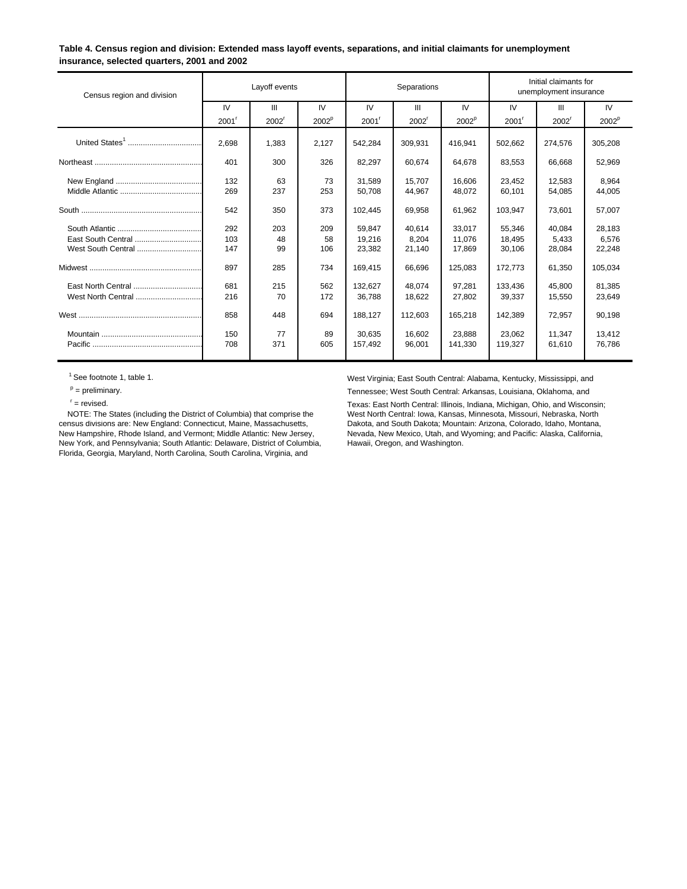**Table 4. Census region and division: Extended mass layoff events, separations, and initial claimants for unemployment insurance, selected quarters, 2001 and 2002**

| Census region and division | Layoff events | | | Separations | | | Initial claimants for unemployment insurance | | |
|---|---|---|---|---|---|---|---|---|---|
| | IV 2001[r] | III 2002[r] | IV 2002[p] | IV 2001[r] | III 2002[r] | IV 2002[p] | IV 2001[r] | III 2002[r] | IV 2002[p] |
| United States[1] | 2,698 | 1,383 | 2,127 | 542,284 | 309,931 | 416,941 | 502,662 | 274,576 | 305,208 |
| Northeast | 401 | 300 | 326 | 82,297 | 60,674 | 64,678 | 83,553 | 66,668 | 52,969 |
| New England | 132 | 63 | 73 | 31,589 | 15,707 | 16,606 | 23,452 | 12,583 | 8,964 |
| Middle Atlantic | 269 | 237 | 253 | 50,708 | 44,967 | 48,072 | 60,101 | 54,085 | 44,005 |
| South | 542 | 350 | 373 | 102,445 | 69,958 | 61,962 | 103,947 | 73,601 | 57,007 |
| South Atlantic | 292 | 203 | 209 | 59,847 | 40,614 | 33,017 | 55,346 | 40,084 | 28,183 |
| East South Central | 103 | 48 | 58 | 19,216 | 8,204 | 11,076 | 18,495 | 5,433 | 6,576 |
| West South Central | 147 | 99 | 106 | 23,382 | 21,140 | 17,869 | 30,106 | 28,084 | 22,248 |
| Midwest | 897 | 285 | 734 | 169,415 | 66,696 | 125,083 | 172,773 | 61,350 | 105,034 |
| East North Central | 681 | 215 | 562 | 132,627 | 48,074 | 97,281 | 133,436 | 45,800 | 81,385 |
| West North Central | 216 | 70 | 172 | 36,788 | 18,622 | 27,802 | 39,337 | 15,550 | 23,649 |
| West | 858 | 448 | 694 | 188,127 | 112,603 | 165,218 | 142,389 | 72,957 | 90,198 |
| Mountain | 150 | 77 | 89 | 30,635 | 16,602 | 23,888 | 23,062 | 11,347 | 13,412 |
| Pacific | 708 | 371 | 605 | 157,492 | 96,001 | 141,330 | 119,327 | 61,610 | 76,786 |

[1] See footnote 1, table 1.

[p] = preliminary.

[r] = revised.

NOTE: The States (including the District of Columbia) that comprise the census divisions are: New England: Connecticut, Maine, Massachusetts, New Hampshire, Rhode Island, and Vermont; Middle Atlantic: New Jersey, New York, and Pennsylvania; South Atlantic: Delaware, District of Columbia, Florida, Georgia, Maryland, North Carolina, South Carolina, Virginia, and West Virginia; East South Central: Alabama, Kentucky, Mississippi, and Tennessee; West South Central: Arkansas, Louisiana, Oklahoma, and Texas: East North Central: Illinois, Indiana, Michigan, Ohio, and Wisconsin; West North Central: Iowa, Kansas, Minnesota, Missouri, Nebraska, North Dakota, and South Dakota; Mountain: Arizona, Colorado, Idaho, Montana, Nevada, New Mexico, Utah, and Wyoming; and Pacific: Alaska, California, Hawaii, Oregon, and Washington.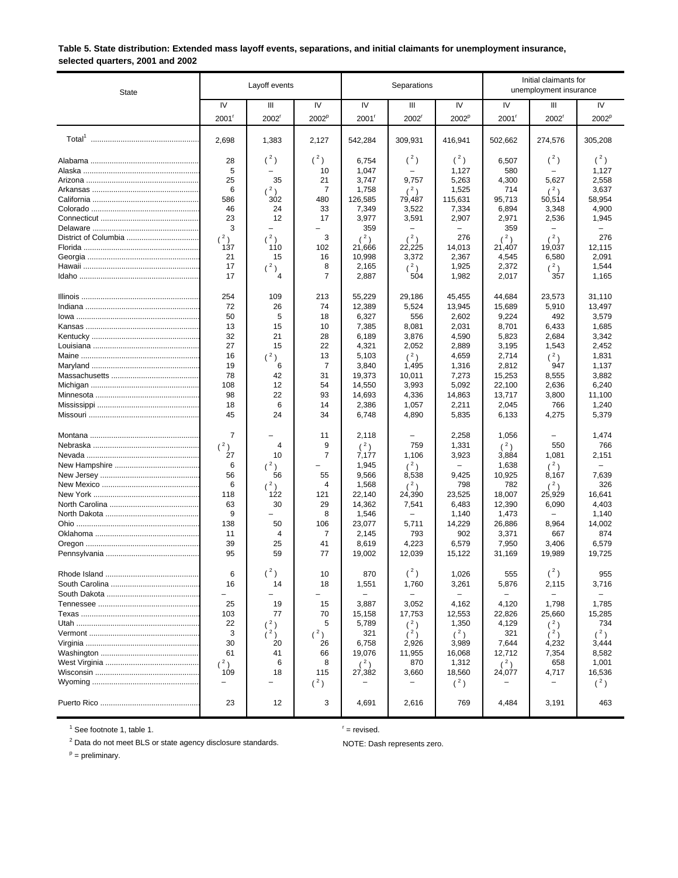**Table 5. State distribution: Extended mass layoff events, separations, and initial claimants for unemployment insurance, selected quarters, 2001 and 2002**

| State | Layoff events | | | Separations | | | Initial claimants for unemployment insurance | | |
|---|---|---|---|---|---|---|---|---|---|
| | IV 2001[r] | III 2002[r] | IV 2002[p] | IV 2001[r] | III 2002[r] | IV 2002[p] | IV 2001[r] | III 2002[r] | IV 2002[p] |
| Total[1] | 2,698 | 1,383 | 2,127 | 542,284 | 309,931 | 416,941 | 502,662 | 274,576 | 305,208 |
| Alabama | 28 | ( 2 ) | ( 2 ) | 6,754 | ( 2 ) | ( 2 ) | 6,507 | ( 2 ) | ( 2 ) |
| Alaska | 5 | – | 10 | 1,047 | – | 1,127 | 580 | – | 1,127 |
| Arizona | 25 | 35 | 21 | 3,747 | 9,757 | 5,263 | 4,300 | 5,627 | 2,558 |
| Arkansas | 6 | ( 2 ) | 7 | 1,758 | ( 2 ) | 1,525 | 714 | ( 2 ) | 3,637 |
| California | 586 | 302 | 480 | 126,585 | 79,487 | 115,631 | 95,713 | 50,514 | 58,954 |
| Colorado | 46 | 24 | 33 | 7,349 | 3,522 | 7,334 | 6,894 | 3,348 | 4,900 |
| Connecticut | 23 | 12 | 17 | 3,977 | 3,591 | 2,907 | 2,971 | 2,536 | 1,945 |
| Delaware | 3 | – | – | 359 | – | – | 359 | – | – |
| District of Columbia | ( 2 ) | ( 2 ) | 3 | ( 2 ) | ( 2 ) | 276 | ( 2 ) | ( 2 ) | 276 |
| Florida | 137 | 110 | 102 | 21,666 | 22,225 | 14,013 | 21,407 | 19,037 | 12,115 |
| Georgia | 21 | 15 | 16 | 10,998 | 3,372 | 2,367 | 4,545 | 6,580 | 2,091 |
| Hawaii | 17 | ( 2 ) | 8 | 2,165 | ( 2 ) | 1,925 | 2,372 | ( 2 ) | 1,544 |
| Idaho | 17 | 4 | 7 | 2,887 | 504 | 1,982 | 2,017 | 357 | 1,165 |
| Illinois | 254 | 109 | 213 | 55,229 | 29,186 | 45,455 | 44,684 | 23,573 | 31,110 |
| Indiana | 72 | 26 | 74 | 12,389 | 5,524 | 13,945 | 15,689 | 5,910 | 13,497 |
| Iowa | 50 | 5 | 18 | 6,327 | 556 | 2,602 | 9,224 | 492 | 3,579 |
| Kansas | 13 | 15 | 10 | 7,385 | 8,081 | 2,031 | 8,701 | 6,433 | 1,685 |
| Kentucky | 32 | 21 | 28 | 6,189 | 3,876 | 4,590 | 5,823 | 2,684 | 3,342 |
| Louisiana | 27 | 15 | 22 | 4,321 | 2,052 | 2,889 | 3,195 | 1,543 | 2,452 |
| Maine | 16 | ( 2 ) | 13 | 5,103 | ( 2 ) | 4,659 | 2,714 | ( 2 ) | 1,831 |
| Maryland | 19 | 6 | 7 | 3,840 | 1,495 | 1,316 | 2,812 | 947 | 1,137 |
| Massachusetts | 78 | 42 | 31 | 19,373 | 10,011 | 7,273 | 15,253 | 8,555 | 3,882 |
| Michigan | 108 | 12 | 54 | 14,550 | 3,993 | 5,092 | 22,100 | 2,636 | 6,240 |
| Minnesota | 98 | 22 | 93 | 14,693 | 4,336 | 14,863 | 13,717 | 3,800 | 11,100 |
| Mississippi | 18 | 6 | 14 | 2,386 | 1,057 | 2,211 | 2,045 | 766 | 1,240 |
| Missouri | 45 | 24 | 34 | 6,748 | 4,890 | 5,835 | 6,133 | 4,275 | 5,379 |
| Montana | 7 | – | 11 | 2,118 | – | 2,258 | 1,056 | – | 1,474 |
| Nebraska | ( 2 ) | 4 | 9 | ( 2 ) | 759 | 1,331 | ( 2 ) | 550 | 766 |
| Nevada | 27 | 10 | 7 | 7,177 | 1,106 | 3,923 | 3,884 | 1,081 | 2,151 |
| New Hampshire | 6 | ( 2 ) | – | 1,945 | ( 2 ) | – | 1,638 | ( 2 ) | – |
| New Jersey | 56 | 56 | 55 | 9,566 | 8,538 | 9,425 | 10,925 | 8,167 | 7,639 |
| New Mexico | 6 | ( 2 ) | 4 | 1,568 | ( 2 ) | 798 | 782 | ( 2 ) | 326 |
| New York | 118 | 122 | 121 | 22,140 | 24,390 | 23,525 | 18,007 | 25,929 | 16,641 |
| North Carolina | 63 | 30 | 29 | 14,362 | 7,541 | 6,483 | 12,390 | 6,090 | 4,403 |
| North Dakota | 9 | – | 8 | 1,546 | – | 1,140 | 1,473 | – | 1,140 |
| Ohio | 138 | 50 | 106 | 23,077 | 5,711 | 14,229 | 26,886 | 8,964 | 14,002 |
| Oklahoma | 11 | 4 | 7 | 2,145 | 793 | 902 | 3,371 | 667 | 874 |
| Oregon | 39 | 25 | 41 | 8,619 | 4,223 | 6,579 | 7,950 | 3,406 | 6,579 |
| Pennsylvania | 95 | 59 | 77 | 19,002 | 12,039 | 15,122 | 31,169 | 19,989 | 19,725 |
| Rhode Island | 6 | ( 2 ) | 10 | 870 | ( 2 ) | 1,026 | 555 | ( 2 ) | 955 |
| South Carolina | 16 | 14 | 18 | 1,551 | 1,760 | 3,261 | 5,876 | 2,115 | 3,716 |
| South Dakota | – | – | – | – | – | – | – | – | – |
| Tennessee | 25 | 19 | 15 | 3,887 | 3,052 | 4,162 | 4,120 | 1,798 | 1,785 |
| Texas | 103 | 77 | 70 | 15,158 | 17,753 | 12,553 | 22,826 | 25,660 | 15,285 |
| Utah | 22 | ( 2 ) | 5 | 5,789 | ( 2 ) | 1,350 | 4,129 | ( 2 ) | 734 |
| Vermont | 3 | ( 2 ) | ( 2 ) | 321 | ( 2 ) | ( 2 ) | 321 | ( 2 ) | ( 2 ) |
| Virginia | 30 | 20 | 26 | 6,758 | 2,926 | 3,989 | 7,644 | 4,232 | 3,444 |
| Washington | 61 | 41 | 66 | 19,076 | 11,955 | 16,068 | 12,712 | 7,354 | 8,582 |
| West Virginia | ( 2 ) | 6 | 8 | ( 2 ) | 870 | 1,312 | ( 2 ) | 658 | 1,001 |
| Wisconsin | 109 | 18 | 115 | 27,382 | 3,660 | 18,560 | 24,077 | 4,717 | 16,536 |
| Wyoming | – | – | ( 2 ) | – | – | ( 2 ) | – | – | ( 2 ) |
| Puerto Rico | 23 | 12 | 3 | 4,691 | 2,616 | 769 | 4,484 | 3,191 | 463 |

[1] See footnote 1, table 1.

[2] Data do not meet BLS or state agency disclosure standards.

[p] = preliminary.

[r] = revised.

NOTE: Dash represents zero.